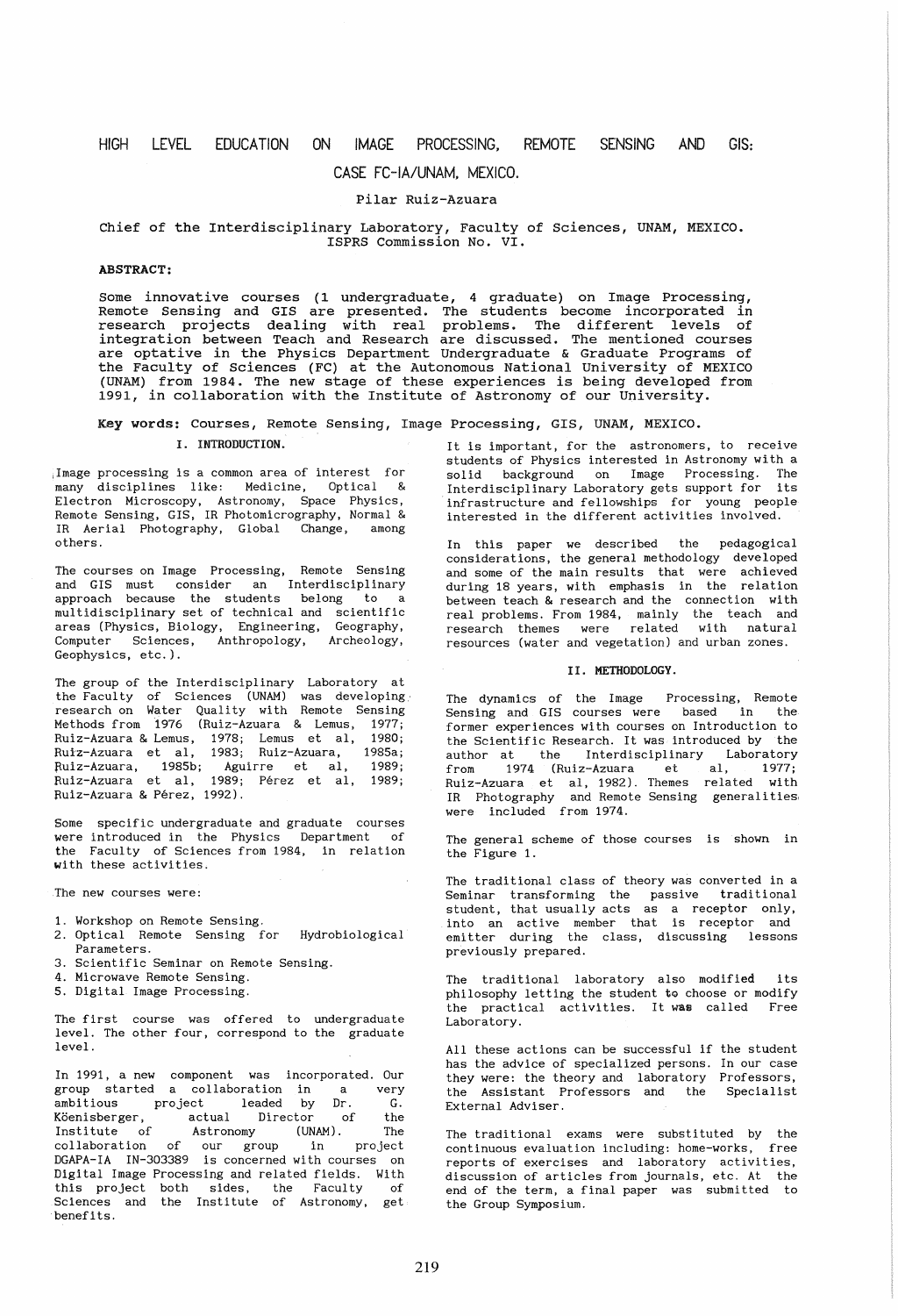# HIGH LEVEL EDUCATION ON IMAGE PROCESSING, REMOTE SENSING AND GIS: CASE FC-IA/UNAM, MEXICO.

Pilar Ruiz-Azuara

Chief of the Interdisciplinary Laboratory, Faculty of Sciences, UNAM, MEXICO.
ISPRS Commission No. VI.

**ABSTRACT:**

Some innovative courses (1 undergraduate, 4 graduate) on Image Processing, Remote Sensing and GIS are presented. The students become incorporated in research projects dealing with real problems. The different levels of integration between Teach and Research are discussed. The mentioned courses are optative in the Physics Department Undergraduate & Graduate Programs of the Faculty of Sciences (FC) at the Autonomous National University of MEXICO (UNAM) from 1984. The new stage of these experiences is being developed from 1991, in collaboration with the Institute of Astronomy of our University.

**Key words:** Courses, Remote Sensing, Image Processing, GIS, UNAM, MEXICO.

## I. INTRODUCTION.

Image processing is a common area of interest for many disciplines like: Medicine, Optical & Electron Microscopy, Astronomy, Space Physics, Remote Sensing, GIS, IR Photomicrography, Normal & IR Aerial Photography, Global Change, among others.

The courses on Image Processing, Remote Sensing and GIS must consider an Interdisciplinary approach because the students belong to a multidisciplinary set of technical and scientific areas (Physics, Biology, Engineering, Geography, Computer Sciences, Anthropology, Archeology, Geophysics, etc.).

The group of the Interdisciplinary Laboratory at the Faculty of Sciences (UNAM) was developing research on Water Quality with Remote Sensing Methods from 1976 (Ruiz-Azuara & Lemus, 1977; Ruiz-Azuara & Lemus, 1978; Lemus et al, 1980; Ruiz-Azuara et al, 1983; Ruiz-Azuara, 1985a; Ruiz-Azuara, 1985b; Aguirre et al, 1989; Ruiz-Azuara et al, 1989; Pérez et al, 1989; Ruiz-Azuara & Pérez, 1992).

Some specific undergraduate and graduate courses were introduced in the Physics Department of the Faculty of Sciences from 1984, in relation with these activities.

The new courses were:

1. Workshop on Remote Sensing.
2. Optical Remote Sensing for Hydrobiological Parameters.
3. Scientific Seminar on Remote Sensing.
4. Microwave Remote Sensing.
5. Digital Image Processing.

The first course was offered to undergraduate level. The other four, correspond to the graduate level.

In 1991, a new component was incorporated. Our group started a collaboration in a very ambitious project leaded by Dr. G. Köenisberger, actual Director of the Institute of Astronomy (UNAM). The collaboration of our group in project DGAPA-IA IN-303389 is concerned with courses on Digital Image Processing and related fields. With this project both sides, the Faculty of Sciences and the Institute of Astronomy, get benefits.

It is important, for the astronomers, to receive students of Physics interested in Astronomy with a solid background on Image Processing. The Interdisciplinary Laboratory gets support for its infrastructure and fellowships for young people interested in the different activities involved.

In this paper we described the pedagogical considerations, the general methodology developed and some of the main results that were achieved during 18 years, with emphasis in the relation between teach & research and the connection with real problems. From 1984, mainly the teach and research themes were related with natural resources (water and vegetation) and urban zones.

## II. METHODOLOGY.

The dynamics of the Image Processing, Remote Sensing and GIS courses were based in the former experiences with courses on Introduction to the Scientific Research. It was introduced by the author at the Interdisciplinary Laboratory from 1974 (Ruiz-Azuara et al, 1977; Ruiz-Azuara et al, 1982). Themes related with IR Photography and Remote Sensing generalities were included from 1974.

The general scheme of those courses is shown in the Figure 1.

The traditional class of theory was converted in a Seminar transforming the passive traditional student, that usually acts as a receptor only, into an active member that is receptor and emitter during the class, discussing lessons previously prepared.

The traditional laboratory also modified its philosophy letting the student to choose or modify the practical activities. It was called Free Laboratory.

All these actions can be successful if the student has the advice of specialized persons. In our case they were: the theory and laboratory Professors, the Assistant Professors and the Specialist External Adviser.

The traditional exams were substituted by the continuous evaluation including: home-works, free reports of exercises and laboratory activities, discussion of articles from journals, etc. At the end of the term, a final paper was submitted to the Group Symposium.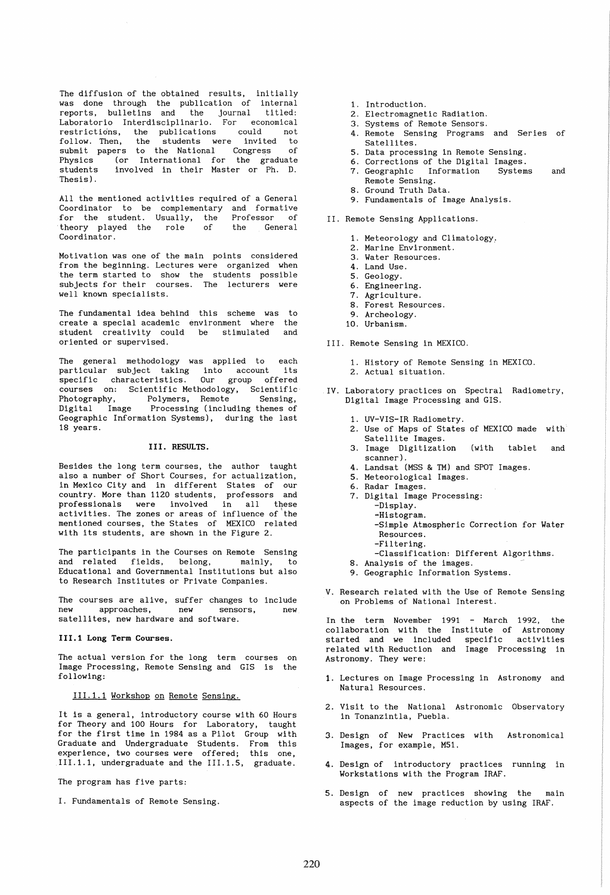The diffusion of the obtained results, initially was done through the publication of internal reports, bulletins and the journal titled: Laboratorio Interdisciplinario. For economical restrictions, the publications could not follow. Then, the students were invited to submit papers to the National Congress of Physics (or International for the graduate students involved in their Master or Ph. D. Thesis).

All the mentioned activities required of a General Coordinator to be complementary and formative for the student. Usually, the Professor of theory played the role of the General Coordinator.

Motivation was one of the main points considered from the beginning. Lectures were organized when the term started to show the students possible subjects for their courses. The lecturers were well known specialists.

The fundamental idea behind this scheme was to create a special academic environment where the student creativity could be stimulated and oriented or supervised.

The general methodology was applied to each particular subject taking into account its specific characteristics. Our group offered courses on: Scientific Methodology, Scientific Photography, Polymers, Remote Sensing, Digital Image Processing (including themes of Geographic Information Systems), during the last 18 years.

## III. RESULTS.

Besides the long term courses, the author taught also a number of Short Courses, for actualization, in Mexico City and in different States of our country. More than 1120 students, professors and professionals were involved in all these activities. The zones or areas of influence of the mentioned courses, the States of MEXICO related with its students, are shown in the Figure 2.

The participants in the Courses on Remote Sensing and related fields, belong, mainly, to Educational and Governmental Institutions but also to Research Institutes or Private Companies.

The courses are alive, suffer changes to include new approaches, new sensors, new satellites, new hardware and software.

### III.1 Long Term Courses.

The actual version for the long term courses on Image Processing, Remote Sensing and GIS is the following:

#### III.1.1 Workshop on Remote Sensing.

It is a general, introductory course with 60 Hours for Theory and 100 Hours for Laboratory, taught for the first time in 1984 as a Pilot Group with Graduate and Undergraduate Students. From this experience, two courses were offered; this one, III.1.1, undergraduate and the III.1.5, graduate.

The program has five parts:

I. Fundamentals of Remote Sensing.

1. Introduction.
2. Electromagnetic Radiation.
3. Systems of Remote Sensors.
4. Remote Sensing Programs and Series of Satellites.
5. Data processing in Remote Sensing.
6. Corrections of the Digital Images.
7. Geographic Information Systems and Remote Sensing.
8. Ground Truth Data.
9. Fundamentals of Image Analysis.

II. Remote Sensing Applications.

1. Meteorology and Climatology.
2. Marine Environment.
3. Water Resources.
4. Land Use.
5. Geology.
6. Engineering.
7. Agriculture.
8. Forest Resources.
9. Archeology.
10. Urbanism.

III. Remote Sensing in MEXICO.

1. History of Remote Sensing in MEXICO.
2. Actual situation.

IV. Laboratory practices on Spectral Radiometry, Digital Image Processing and GIS.

1. UV-VIS-IR Radiometry.
2. Use of Maps of States of MEXICO made with Satellite Images.
3. Image Digitization (with tablet and scanner).
4. Landsat (MSS & TM) and SPOT Images.
5. Meteorological Images.
6. Radar Images.
7. Digital Image Processing:
   - -Display.
   - -Histogram.
   - -Simple Atmospheric Correction for Water Resources.
   - -Filtering.
   - -Classification: Different Algorithms.
8. Analysis of the images.
9. Geographic Information Systems.

V. Research related with the Use of Remote Sensing on Problems of National Interest.

In the term November 1991 - March 1992, the collaboration with the Institute of Astronomy started and we included specific activities related with Reduction and Image Processing in Astronomy. They were:

1. Lectures on Image Processing in Astronomy and Natural Resources.
2. Visit to the National Astronomic Observatory in Tonanzintla, Puebla.
3. Design of New Practices with Astronomical Images, for example, M51.
4. Design of introductory practices running in Workstations with the Program IRAF.
5. Design of new practices showing the main aspects of the image reduction by using IRAF.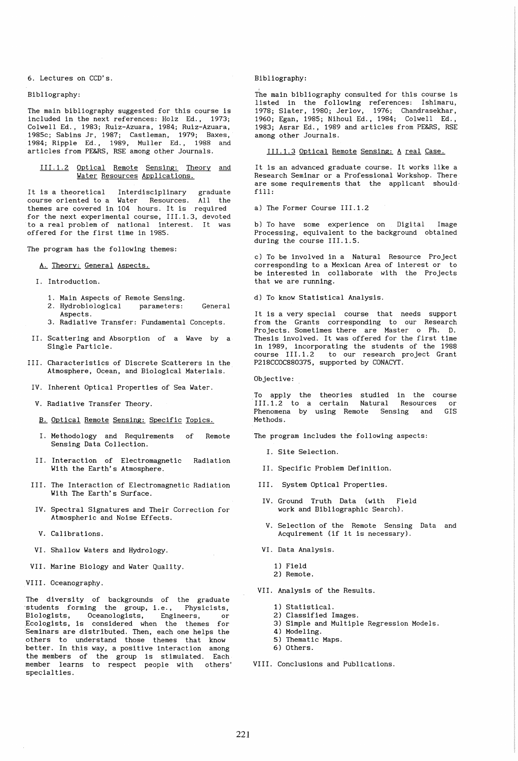6. Lectures on CCD's.

Bibliography:

The main bibliography suggested for this course is included in the next references: Holz Ed., 1973; Colwell Ed., 1983; Ruiz-Azuara, 1984; Ruiz-Azuara, 1985c; Sabins Jr, 1987; Castleman, 1979; Baxes, 1984; Ripple Ed., 1989, Muller Ed., 1988 and articles from PE&RS, RSE among other Journals.

### III.1.2 Optical Remote Sensing: Theory and Water Resources Applications.

It is a theoretical Interdisciplinary graduate course oriented to a Water Resources. All the themes are covered in 104 hours. It is required for the next experimental course, III.1.3, devoted to a real problem of national interest. It was offered for the first time in 1985.

The program has the following themes:

A. Theory: General Aspects.

I. Introduction.

1. Main Aspects of Remote Sensing.
2. Hydrobiological parameters: General Aspects.
3. Radiative Transfer: Fundamental Concepts.

II. Scattering and Absorption of a Wave by a Single Particle.

III. Characteristics of Discrete Scatterers in the Atmosphere, Ocean, and Biological Materials.

IV. Inherent Optical Properties of Sea Water.

V. Radiative Transfer Theory.

B. Optical Remote Sensing: Specific Topics.

I. Methodology and Requirements of Remote Sensing Data Collection.

II. Interaction of Electromagnetic Radiation With the Earth's Atmosphere.

III. The Interaction of Electromagnetic Radiation With The Earth's Surface.

IV. Spectral Signatures and Their Correction for Atmospheric and Noise Effects.

V. Calibrations.

VI. Shallow Waters and Hydrology.

VII. Marine Biology and Water Quality.

VIII. Oceanography.

The diversity of backgrounds of the graduate students forming the group, i.e., Physicists, Biologists, Oceanologists, Engineers, or Ecologists, is considered when the themes for Seminars are distributed. Then, each one helps the others to understand those themes that know better. In this way, a positive interaction among the members of the group is stimulated. Each member learns to respect people with others' specialties.

Bibliography:

The main bibliography consulted for this course is listed in the following references: Ishimaru, 1978; Slater, 1980; Jerlov, 1976; Chandrasekhar, 1960; Egan, 1985; Nihoul Ed., 1984; Colwell Ed., 1983; Asrar Ed., 1989 and articles from PE&RS, RSE among other Journals.

### III.1.3 Optical Remote Sensing: A real Case.

It is an advanced graduate course. It works like a Research Seminar or a Professional Workshop. There are some requirements that the applicant should fill:

a) The Former Course III.1.2

b) To have some experience on Digital Image Processing, equivalent to the background obtained during the course III.1.5.

c) To be involved in a Natural Resource Project corresponding to a Mexican Area of interest or to be interested in collaborate with the Projects that we are running.

d) To know Statistical Analysis.

It is a very special course that needs support from the Grants corresponding to our Research Projects. Sometimes there are Master o Ph. D. Thesis involved. It was offered for the first time in 1989, incorporating the students of the 1988 course III.1.2 to our research project Grant P218CCOC880375, supported by CONACYT.

Objective:

To apply the theories studied in the course III.1.2 to a certain Natural Resources or Phenomena by using Remote Sensing and GIS Methods.

The program includes the following aspects:

I. Site Selection.

II. Specific Problem Definition.

III. System Optical Properties.

IV. Ground Truth Data (with Field work and Bibliographic Search).

V. Selection of the Remote Sensing Data and Acquirement (if it is necessary).

VI. Data Analysis.

1) Field
2) Remote.

VII. Analysis of the Results.

1) Statistical.
2) Classified Images.
3) Simple and Multiple Regression Models.
4) Modeling.
5) Thematic Maps.
6) Others.

VIII. Conclusions and Publications.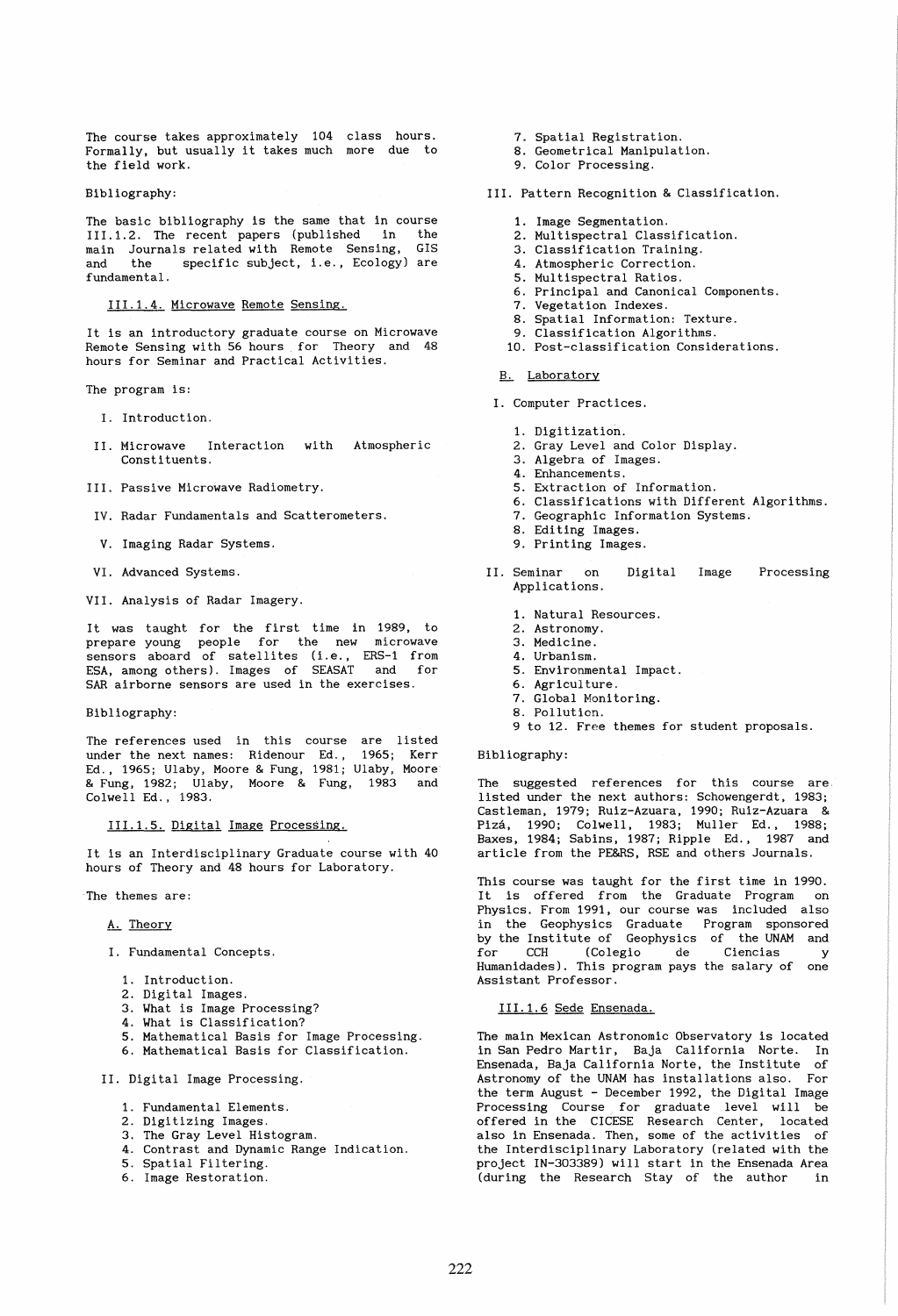The course takes approximately 104 class hours. Formally, but usually it takes much more due to the field work.

Bibliography:

The basic bibliography is the same that in course III.1.2. The recent papers (published in the main Journals related with Remote Sensing, GIS and the specific subject, i.e., Ecology) are fundamental.

### III.1.4. Microwave Remote Sensing.

It is an introductory graduate course on Microwave Remote Sensing with 56 hours for Theory and 48 hours for Seminar and Practical Activities.

The program is:

I. Introduction.

II. Microwave Interaction with Atmospheric Constituents.

III. Passive Microwave Radiometry.

IV. Radar Fundamentals and Scatterometers.

V. Imaging Radar Systems.

VI. Advanced Systems.

VII. Analysis of Radar Imagery.

It was taught for the first time in 1989, to prepare young people for the new microwave sensors aboard of satellites (i.e., ERS-1 from ESA, among others). Images of SEASAT and for SAR airborne sensors are used in the exercises.

Bibliography:

The references used in this course are listed under the next names: Ridenour Ed., 1965; Kerr Ed., 1965; Ulaby, Moore & Fung, 1981; Ulaby, Moore & Fung, 1982; Ulaby, Moore & Fung, 1983 and Colwell Ed., 1983.

### III.1.5. Digital Image Processing.

It is an Interdisciplinary Graduate course with 40 hours of Theory and 48 hours for Laboratory.

The themes are:

A. Theory

I. Fundamental Concepts.

1. Introduction.
2. Digital Images.
3. What is Image Processing?
4. What is Classification?
5. Mathematical Basis for Image Processing.
6. Mathematical Basis for Classification.

II. Digital Image Processing.

1. Fundamental Elements.
2. Digitizing Images.
3. The Gray Level Histogram.
4. Contrast and Dynamic Range Indication.
5. Spatial Filtering.
6. Image Restoration.
7. Spatial Registration.
8. Geometrical Manipulation.
9. Color Processing.

III. Pattern Recognition & Classification.

1. Image Segmentation.
2. Multispectral Classification.
3. Classification Training.
4. Atmospheric Correction.
5. Multispectral Ratios.
6. Principal and Canonical Components.
7. Vegetation Indexes.
8. Spatial Information: Texture.
9. Classification Algorithms.
10. Post-classification Considerations.

B. Laboratory

I. Computer Practices.

1. Digitization.
2. Gray Level and Color Display.
3. Algebra of Images.
4. Enhancements.
5. Extraction of Information.
6. Classifications with Different Algorithms.
7. Geographic Information Systems.
8. Editing Images.
9. Printing Images.

II. Seminar on Digital Image Processing Applications.

1. Natural Resources.
2. Astronomy.
3. Medicine.
4. Urbanism.
5. Environmental Impact.
6. Agriculture.
7. Global Monitoring.
8. Pollution.

9 to 12. Free themes for student proposals.

Bibliography:

The suggested references for this course are listed under the next authors: Schowengerdt, 1983; Castleman, 1979; Ruiz-Azuara, 1990; Ruiz-Azuara & Pizá, 1990; Colwell, 1983; Muller Ed., 1988; Baxes, 1984; Sabins, 1987; Ripple Ed., 1987 and article from the PE&RS, RSE and others Journals.

This course was taught for the first time in 1990. It is offered from the Graduate Program on Physics. From 1991, our course was included also in the Geophysics Graduate Program sponsored by the Institute of Geophysics of the UNAM and for CCH (Colegio de Ciencias y Humanidades). This program pays the salary of one Assistant Professor.

### III.1.6 Sede Ensenada.

The main Mexican Astronomic Observatory is located in San Pedro Martir, Baja California Norte. In Ensenada, Baja California Norte, the Institute of Astronomy of the UNAM has installations also. For the term August - December 1992, the Digital Image Processing Course for graduate level will be offered in the CICESE Research Center, located also in Ensenada. Then, some of the activities of the Interdisciplinary Laboratory (related with the project IN-303389) will start in the Ensenada Area (during the Research Stay of the author in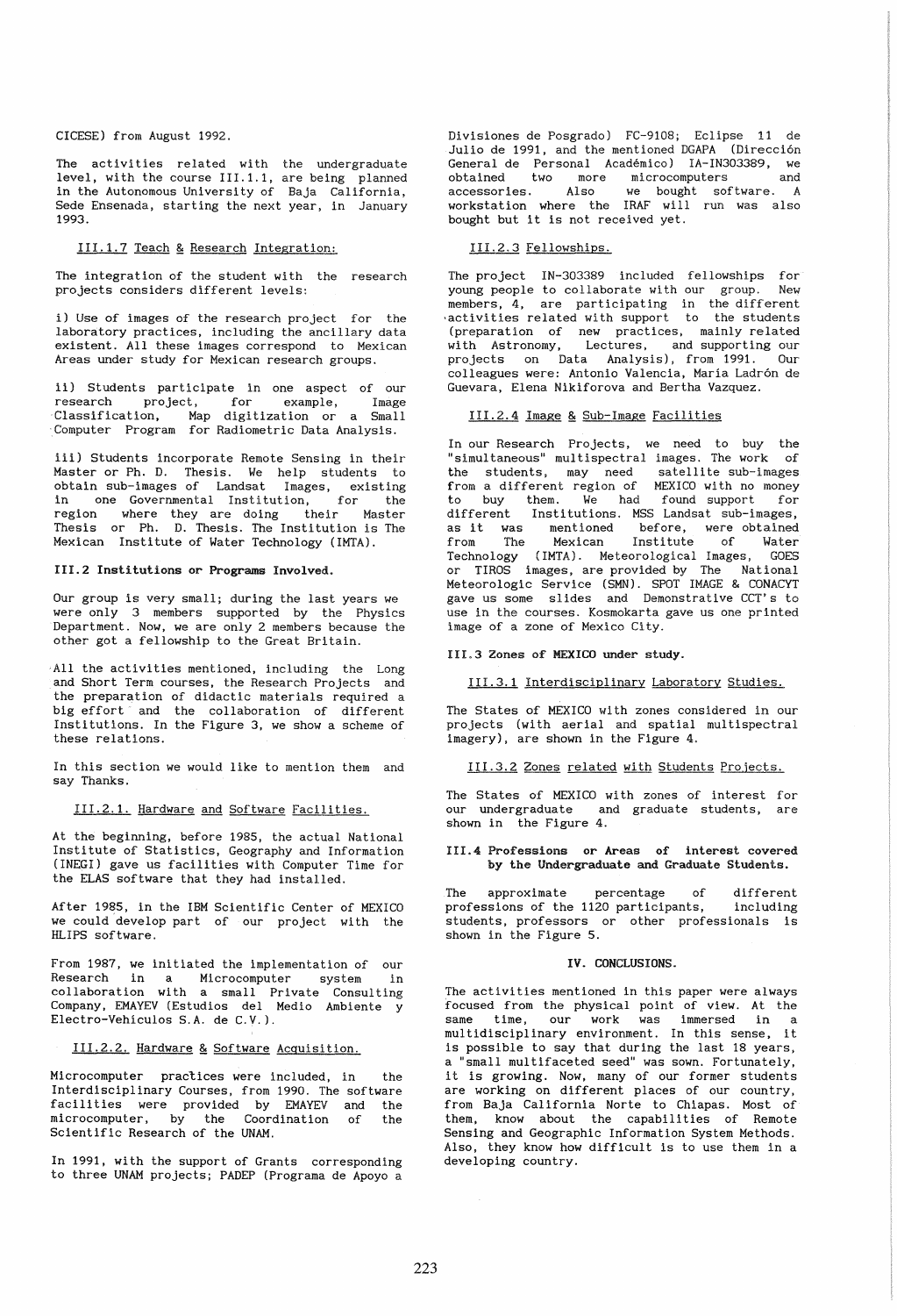CICESE) from August 1992.

The activities related with the undergraduate level, with the course III.1.1, are being planned in the Autonomous University of Baja California, Sede Ensenada, starting the next year, in January 1993.

### III.1.7 Teach & Research Integration:

The integration of the student with the research projects considers different levels:

i) Use of images of the research project for the laboratory practices, including the ancillary data existent. All these images correspond to Mexican Areas under study for Mexican research groups.

ii) Students participate in one aspect of our research project, for example, Image Classification, Map digitization or a Small Computer Program for Radiometric Data Analysis.

iii) Students incorporate Remote Sensing in their Master or Ph. D. Thesis. We help students to obtain sub-images of Landsat Images, existing in one Governmental Institution, for the region where they are doing their Master Thesis or Ph. D. Thesis. The Institution is The Mexican Institute of Water Technology (IMTA).

## III.2 Institutions or Programs Involved.

Our group is very small; during the last years we were only 3 members supported by the Physics Department. Now, we are only 2 members because the other got a fellowship to the Great Britain.

All the activities mentioned, including the Long and Short Term courses, the Research Projects and the preparation of didactic materials required a big effort and the collaboration of different Institutions. In the Figure 3, we show a scheme of these relations.

In this section we would like to mention them and say Thanks.

### III.2.1. Hardware and Software Facilities.

At the beginning, before 1985, the actual National Institute of Statistics, Geography and Information (INEGI) gave us facilities with Computer Time for the ELAS software that they had installed.

After 1985, in the IBM Scientific Center of MEXICO we could develop part of our project with the HLIPS software.

From 1987, we initiated the implementation of our Research in a Microcomputer system in collaboration with a small Private Consulting Company, EMAYEV (Estudios del Medio Ambiente y Electro-Vehiculos S.A. de C.V.).

### III.2.2. Hardware & Software Acquisition.

Microcomputer practices were included, in the Interdisciplinary Courses, from 1990. The software facilities were provided by EMAYEV and the microcomputer, by the Coordination of the Scientific Research of the UNAM.

In 1991, with the support of Grants corresponding to three UNAM projects; PADEP (Programa de Apoyo a Divisiones de Posgrado) FC-9108; Eclipse 11 de Julio de 1991, and the mentioned DGAPA (Dirección General de Personal Académico) IA-IN303389, we obtained two more microcomputers and accessories. Also we bought software. A workstation where the IRAF will run was also bought but it is not received yet.

### III.2.3 Fellowships.

The project IN-303389 included fellowships for young people to collaborate with our group. New members, 4, are participating in the different activities related with support to the students (preparation of new practices, mainly related with Astronomy, Lectures, and supporting our projects on Data Analysis), from 1991. Our colleagues were: Antonio Valencia, María Ladrón de Guevara, Elena Nikiforova and Bertha Vazquez.

### III.2.4 Image & Sub-Image Facilities

In our Research Projects, we need to buy the "simultaneous" multispectral images. The work of the students, may need satellite sub-images from a different region of MEXICO with no money to buy them. We had found support for different Institutions. MSS Landsat sub-images, as it was mentioned before, were obtained from The Mexican Institute of Water Technology (IMTA). Meteorological Images, GOES or TIROS images, are provided by The National Meteorologic Service (SMN). SPOT IMAGE & CONACYT gave us some slides and Demonstrative CCT's to use in the courses. Kosmokarta gave us one printed image of a zone of Mexico City.

## III.3 Zones of MEXICO under study.

### III.3.1 Interdisciplinary Laboratory Studies.

The States of MEXICO with zones considered in our projects (with aerial and spatial multispectral imagery), are shown in the Figure 4.

### III.3.2 Zones related with Students Projects.

The States of MEXICO with zones of interest for our undergraduate and graduate students, are shown in the Figure 4.

## III.4 Professions or Areas of interest covered by the Undergraduate and Graduate Students.

The approximate percentage of different professions of the 1120 participants, including students, professors or other professionals is shown in the Figure 5.

# IV. CONCLUSIONS.

The activities mentioned in this paper were always focused from the physical point of view. At the same time, our work was immersed in a multidisciplinary environment. In this sense, it is possible to say that during the last 18 years, a "small multifaceted seed" was sown. Fortunately, it is growing. Now, many of our former students are working on different places of our country, from Baja California Norte to Chiapas. Most of them, know about the capabilities of Remote Sensing and Geographic Information System Methods. Also, they know how difficult is to use them in a developing country.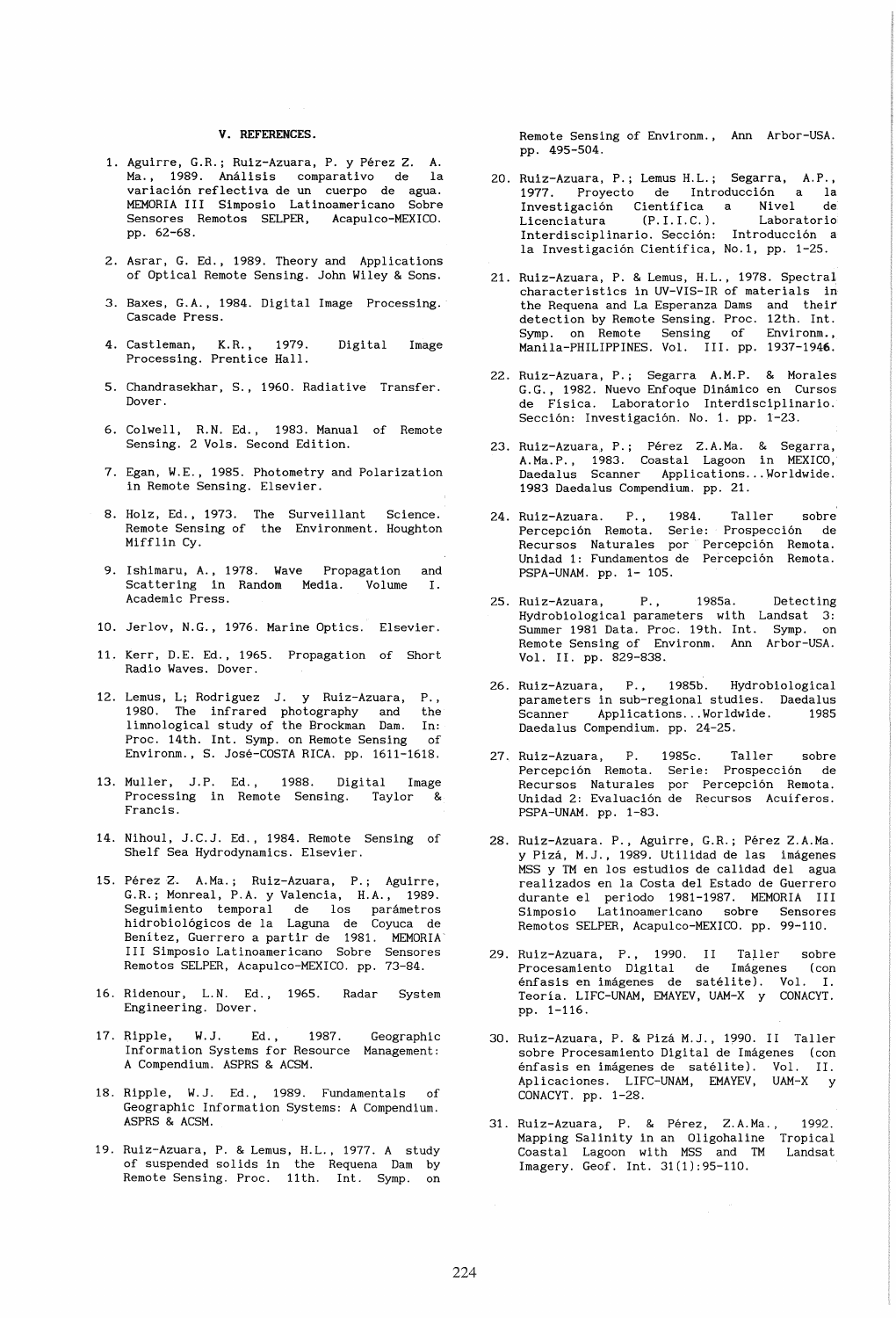### V. REFERENCES.

1. Aguirre, G.R.; Ruiz-Azuara, P. y Pérez Z. A. Ma., 1989. Análisis comparativo de la variación reflectiva de un cuerpo de agua. MEMORIA III Simposio Latinoamericano Sobre Sensores Remotos SELPER, Acapulco-MEXICO. pp. 62-68.

2. Asrar, G. Ed., 1989. Theory and Applications of Optical Remote Sensing. John Wiley & Sons.

3. Baxes, G.A., 1984. Digital Image Processing. Cascade Press.

4. Castleman, K.R., 1979. Digital Image Processing. Prentice Hall.

5. Chandrasekhar, S., 1960. Radiative Transfer. Dover.

6. Colwell, R.N. Ed., 1983. Manual of Remote Sensing. 2 Vols. Second Edition.

7. Egan, W.E., 1985. Photometry and Polarization in Remote Sensing. Elsevier.

8. Holz, Ed., 1973. The Surveillant Science. Remote Sensing of the Environment. Houghton Mifflin Cy.

9. Ishimaru, A., 1978. Wave Propagation and Scattering in Random Media. Volume I. Academic Press.

10. Jerlov, N.G., 1976. Marine Optics. Elsevier.

11. Kerr, D.E. Ed., 1965. Propagation of Short Radio Waves. Dover.

12. Lemus, L; Rodriguez J. y Ruiz-Azuara, P., 1980. The infrared photography and the limnological study of the Brockman Dam. In: Proc. 14th. Int. Symp. on Remote Sensing of Environm., S. José-COSTA RICA. pp. 1611-1618.

13. Muller, J.P. Ed., 1988. Digital Image Processing in Remote Sensing. Taylor & Francis.

14. Nihoul, J.C.J. Ed., 1984. Remote Sensing of Shelf Sea Hydrodynamics. Elsevier.

15. Pérez Z. A.Ma.; Ruiz-Azuara, P.; Aguirre, G.R.; Monreal, P.A. y Valencia, H.A., 1989. Seguimiento temporal de los parámetros hidrobiológicos de la Laguna de Coyuca de Benítez, Guerrero a partir de 1981. MEMORIA III Simposio Latinoamericano Sobre Sensores Remotos SELPER, Acapulco-MEXICO. pp. 73-84.

16. Ridenour, L.N. Ed., 1965. Radar System Engineering. Dover.

17. Ripple, W.J. Ed., 1987. Geographic Information Systems for Resource Management: A Compendium. ASPRS & ACSM.

18. Ripple, W.J. Ed., 1989. Fundamentals of Geographic Information Systems: A Compendium. ASPRS & ACSM.

19. Ruiz-Azuara, P. & Lemus, H.L., 1977. A study of suspended solids in the Requena Dam by Remote Sensing. Proc. 11th. Int. Symp. on Remote Sensing of Environm., Ann Arbor-USA. pp. 495-504.

20. Ruiz-Azuara, P.; Lemus H.L.; Segarra, A.P., 1977. Proyecto de Introducción a la Investigación Científica a Nivel de Licenciatura (P.I.I.C.). Laboratorio Interdisciplinario. Sección: Introducción a la Investigación Científica, No.1, pp. 1-25.

21. Ruiz-Azuara, P. & Lemus, H.L., 1978. Spectral characteristics in UV-VIS-IR of materials in the Requena and La Esperanza Dams and their detection by Remote Sensing. Proc. 12th. Int. Symp. on Remote Sensing of Environm., Manila-PHILIPPINES. Vol. III. pp. 1937-1946.

22. Ruiz-Azuara, P.; Segarra A.M.P. & Morales G.G., 1982. Nuevo Enfoque Dinámico en Cursos de Física. Laboratorio Interdisciplinario. Sección: Investigación. No. 1. pp. 1-23.

23. Ruiz-Azuara, P.; Pérez Z.A.Ma. & Segarra, A.Ma.P., 1983. Coastal Lagoon in MEXICO, Daedalus Scanner Applications...Worldwide. 1983 Daedalus Compendium. pp. 21.

24. Ruiz-Azuara. P., 1984. Taller sobre Percepción Remota. Serie: Prospección de Recursos Naturales por Percepción Remota. Unidad 1: Fundamentos de Percepción Remota. PSPA-UNAM. pp. 1- 105.

25. Ruiz-Azuara, P., 1985a. Detecting Hydrobiological parameters with Landsat 3: Summer 1981 Data. Proc. 19th. Int. Symp. on Remote Sensing of Environm. Ann Arbor-USA. Vol. II. pp. 829-838.

26. Ruiz-Azuara, P., 1985b. Hydrobiological parameters in sub-regional studies. Daedalus Scanner Applications...Worldwide. 1985 Daedalus Compendium. pp. 24-25.

27. Ruiz-Azuara, P. 1985c. Taller sobre Percepción Remota. Serie: Prospección de Recursos Naturales por Percepción Remota. Unidad 2: Evaluación de Recursos Acuíferos. PSPA-UNAM. pp. 1-83.

28. Ruiz-Azuara. P., Aguirre, G.R.; Pérez Z.A.Ma. y Pizá, M.J., 1989. Utilidad de las imágenes MSS y TM en los estudios de calidad del agua realizados en la Costa del Estado de Guerrero durante el periodo 1981-1987. MEMORIA III Simposio Latinoamericano sobre Sensores Remotos SELPER, Acapulco-MEXICO. pp. 99-110.

29. Ruiz-Azuara, P., 1990. II Taller sobre Procesamiento Digital de Imágenes (con énfasis en imágenes de satélite). Vol. I. Teoría. LIFC-UNAM, EMAYEV, UAM-X y CONACYT. pp. 1-116.

30. Ruiz-Azuara, P. & Pizá M.J., 1990. II Taller sobre Procesamiento Digital de Imágenes (con énfasis en imágenes de satélite). Vol. II. Aplicaciones. LIFC-UNAM, EMAYEV, UAM-X y CONACYT. pp. 1-28.

31. Ruiz-Azuara, P. & Pérez, Z.A.Ma., 1992. Mapping Salinity in an Oligohaline Tropical Coastal Lagoon with MSS and TM Landsat Imagery. Geof. Int. 31(1):95-110.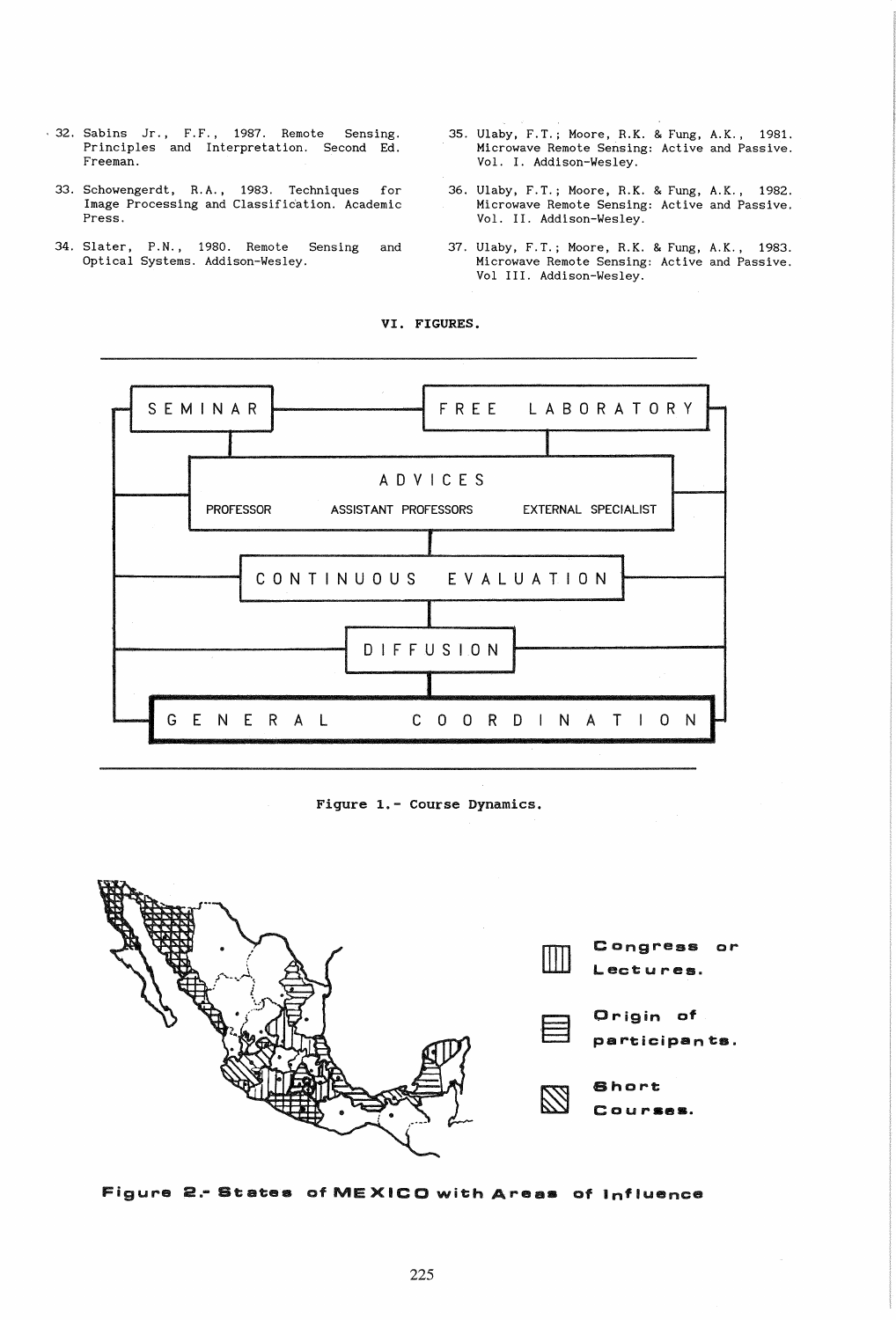32. Sabins Jr., F.F., 1987. Remote Sensing. Principles and Interpretation. Second Ed. Freeman.

33. Schowengerdt, R.A., 1983. Techniques for Image Processing and Classification. Academic Press.

34. Slater, P.N., 1980. Remote Sensing and Optical Systems. Addison-Wesley.

35. Ulaby, F.T.; Moore, R.K. & Fung, A.K., 1981. Microwave Remote Sensing: Active and Passive. Vol. I. Addison-Wesley.

36. Ulaby, F.T.; Moore, R.K. & Fung, A.K., 1982. Microwave Remote Sensing: Active and Passive. Vol. II. Addison-Wesley.

37. Ulaby, F.T.; Moore, R.K. & Fung, A.K., 1983. Microwave Remote Sensing: Active and Passive. Vol III. Addison-Wesley.

## VI. FIGURES.

SEMINAR — FREE LABORATORY

ADVICES: PROFESSOR, ASSISTANT PROFESSORS, EXTERNAL SPECIALIST

CONTINUOUS EVALUATION

DIFFUSION

GENERAL COORDINATION

**Figure 1.- Course Dynamics.**

Congress or Lectures.

Origin of participants.

Short Courses.

**Figure 2.- States of MEXICO with Areas of Influence**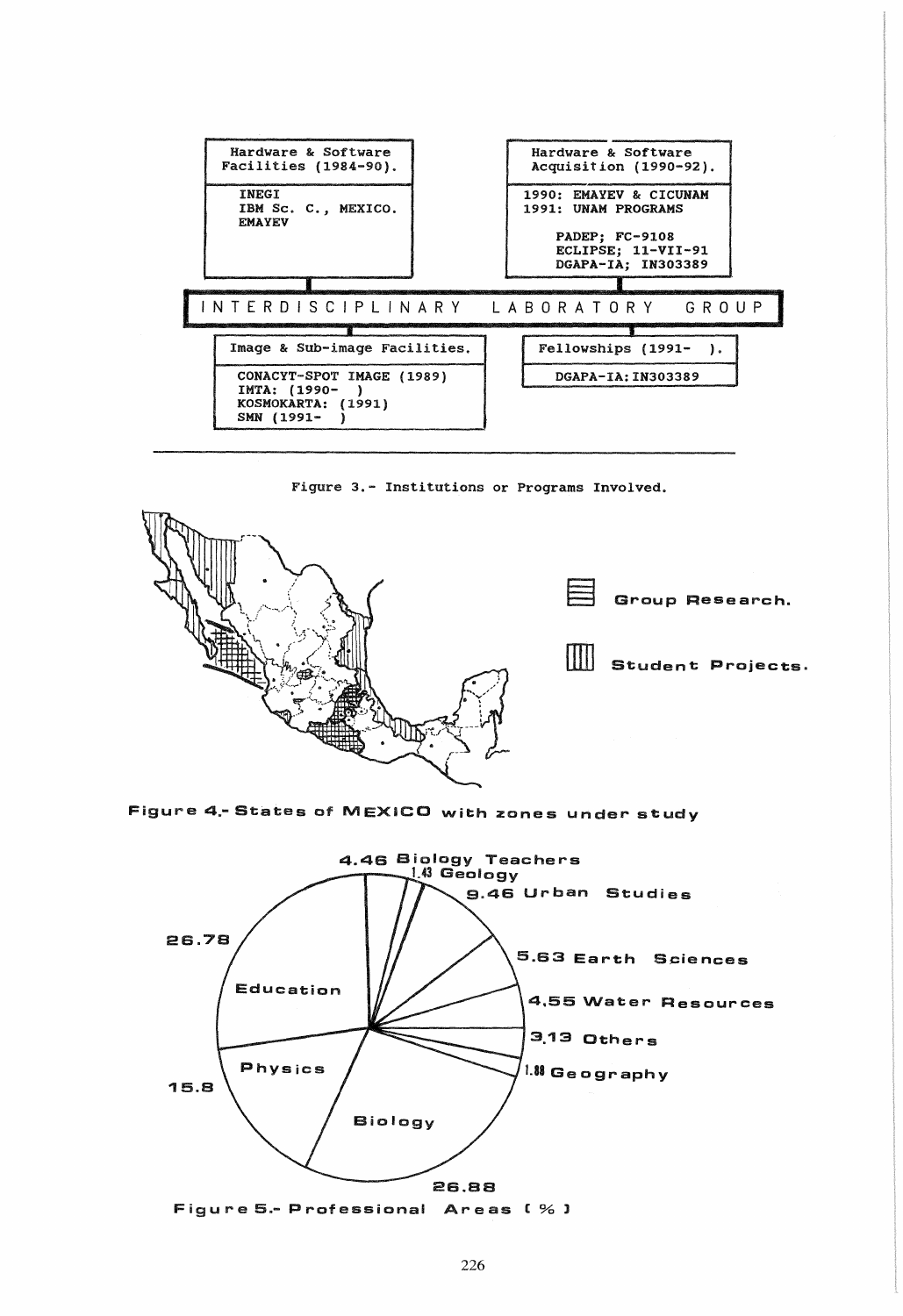Hardware & Software Facilities (1984-90).

INEGI
IBM Sc. C., MEXICO.
EMAYEV

Hardware & Software Acquisition (1990-92).

1990: EMAYEV & CICUNAM
1991: UNAM PROGRAMS

PADEP; FC-9108
ECLIPSE; 11-VII-91
DGAPA-IA; IN303389

INTERDISCIPLINARY LABORATORY GROUP

Image & Sub-image Facilities.

CONACYT-SPOT IMAGE (1989)
IMTA: (1990- )
KOSMOKARTA: (1991)
SMN (1991- )

Fellowships (1991- ).

DGAPA-IA: IN303389

Figure 3.- Institutions or Programs Involved.

Group Research.

Student Projects.

Figure 4.- States of MEXICO with zones under study

4.46 Biology Teachers
1.43 Geology
9.46 Urban Studies
5.63 Earth Sciences
4.55 Water Resources
3.13 Others
1.88 Geography
26.88
Biology
15.8
Physics
26.78
Education

Figure 5.- Professional Areas ( % )